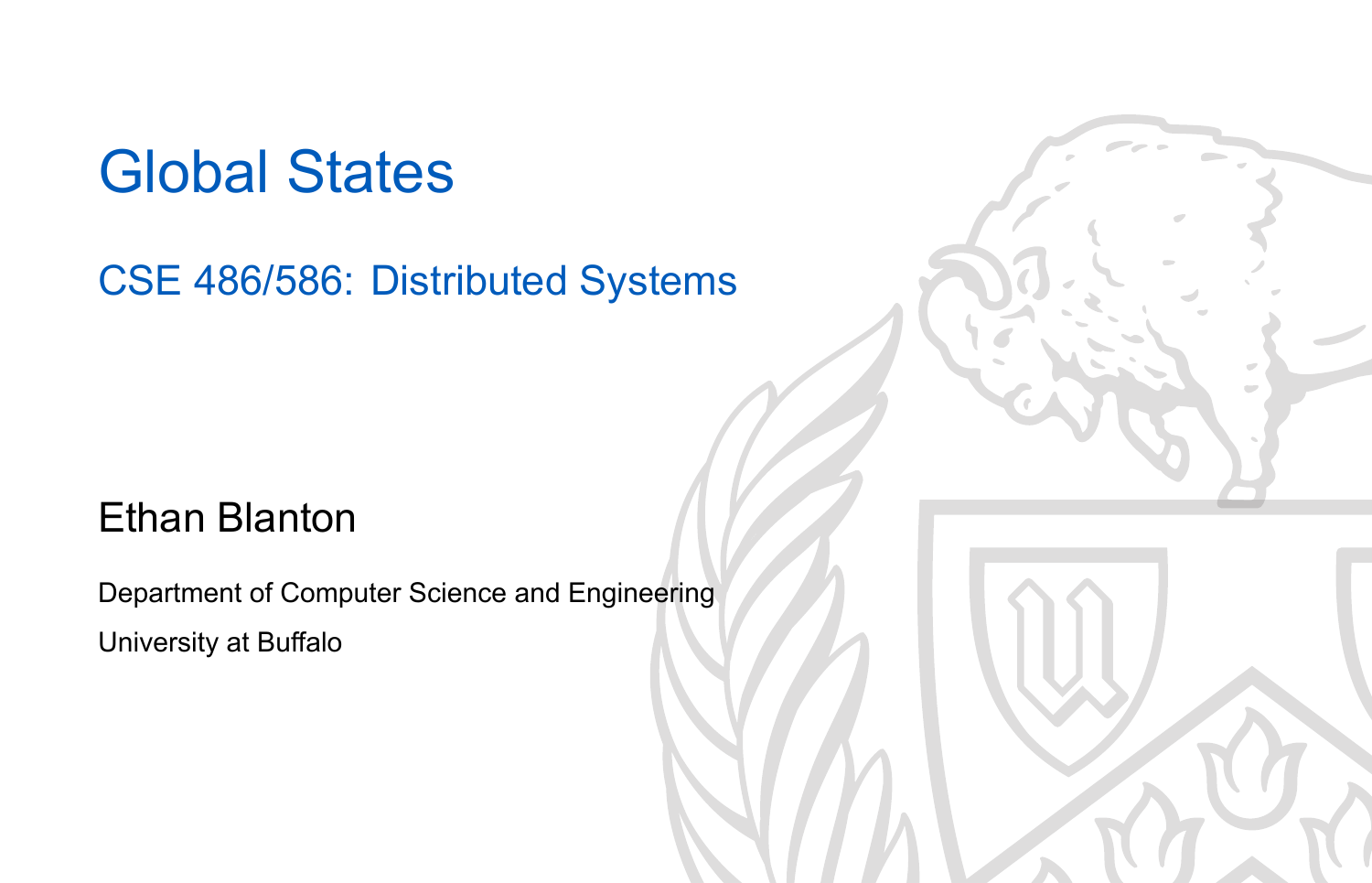# Global States

## CSE 486/586: Distributed Systems

Ethan Blanton

Department of Computer Science and Engineering

University at Buffalo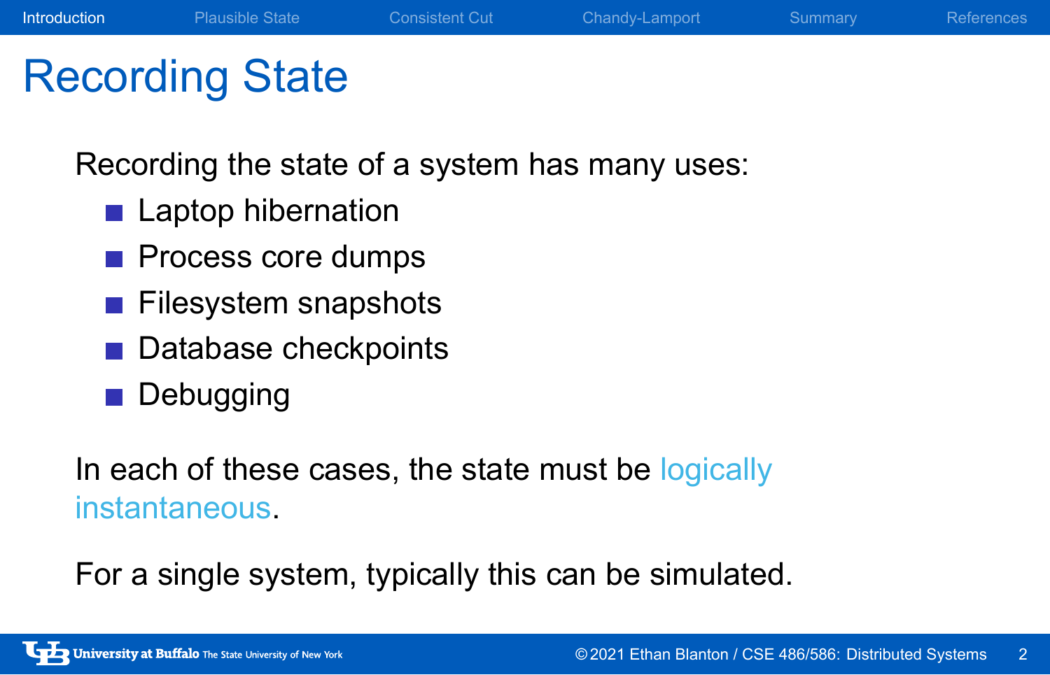# Recording State

Recording the state of a system has many uses:

- Laptop hibernation
- Process core dumps
- Filesystem snapshots
- Database checkpoints
- Debugging

In each of these cases, the state must be logically instantaneous.

For a single system, typically this can be simulated.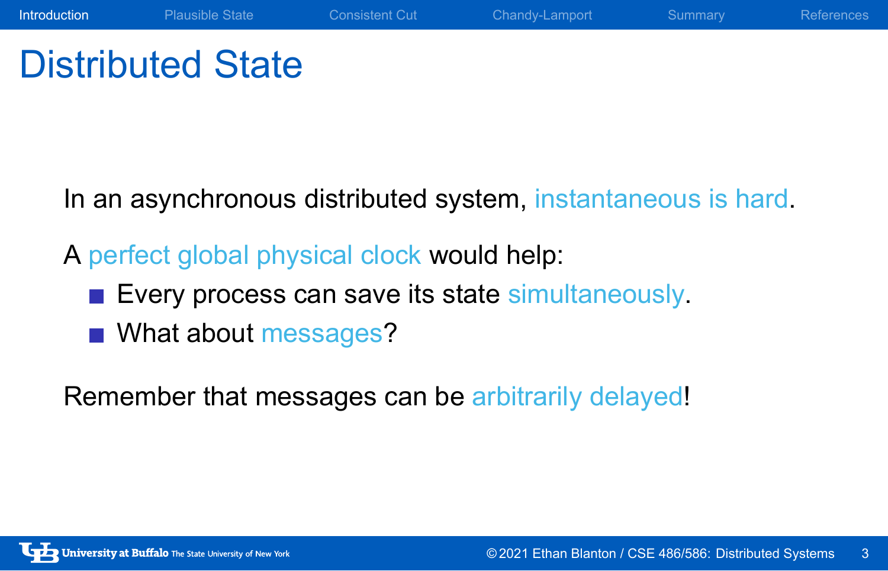# Distributed State

In an asynchronous distributed system, instantaneous is hard.

A perfect global physical clock would help:

- Every process can save its state simultaneously.
- What about messages?

Remember that messages can be arbitrarily delayed!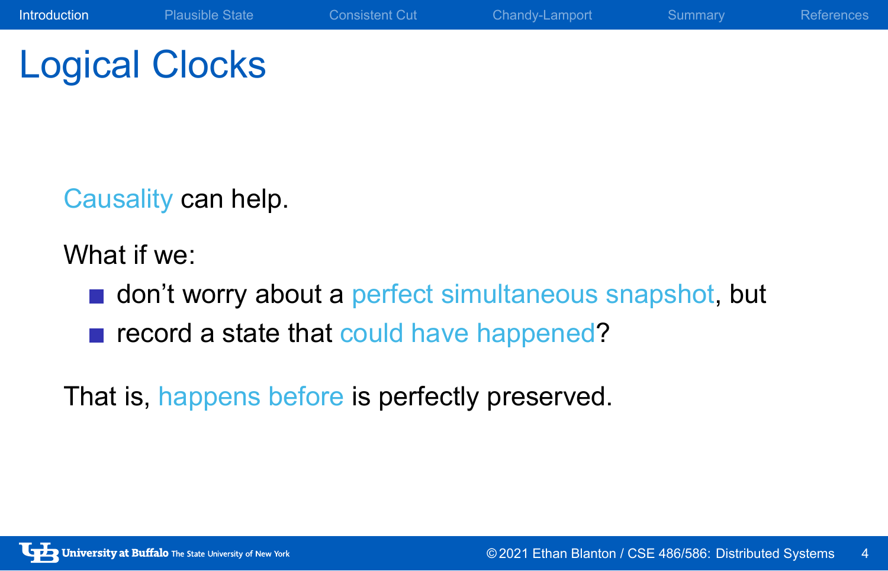# Logical Clocks

Causality can help.

What if we:

- don't worry about a perfect simultaneous snapshot, but
- record a state that could have happened?

That is, happens before is perfectly preserved.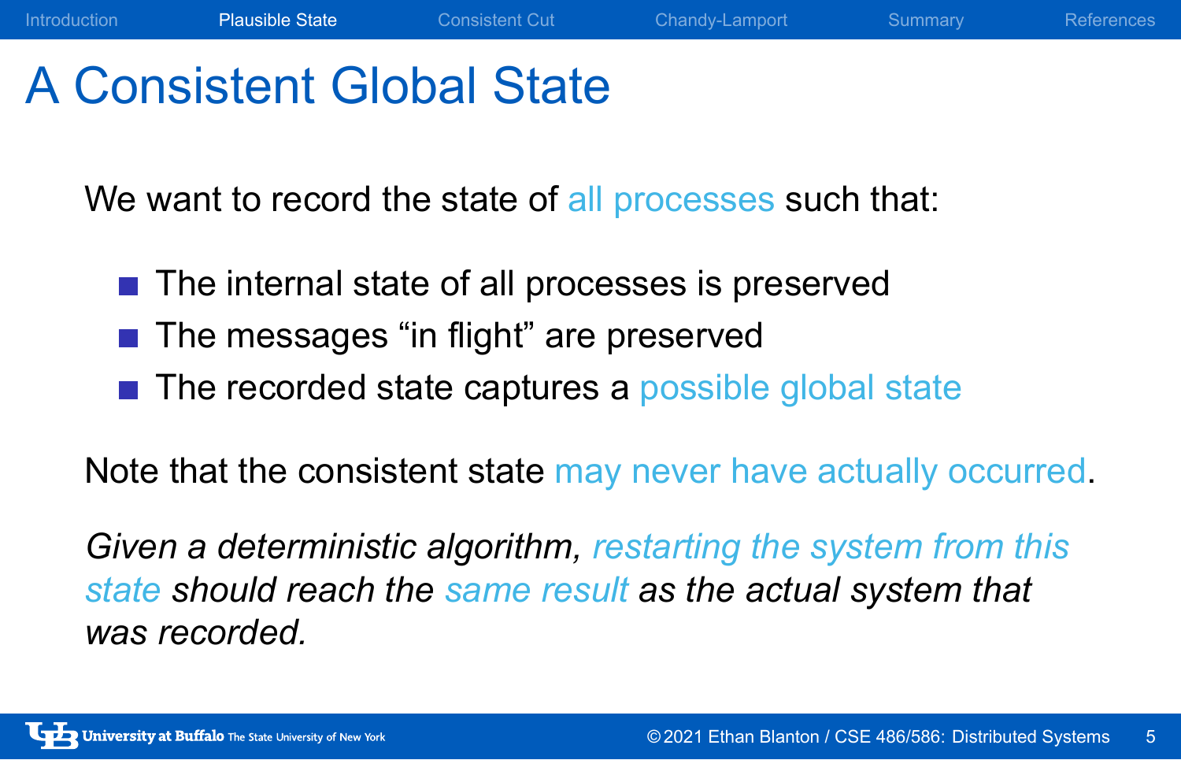# A Consistent Global State

We want to record the state of all processes such that:

- The internal state of all processes is preserved
- The messages “in flight” are preserved
- The recorded state captures a possible global state

Note that the consistent state may never have actually occurred.

*Given a deterministic algorithm, restarting the system from this state should reach the same result as the actual system that was recorded.*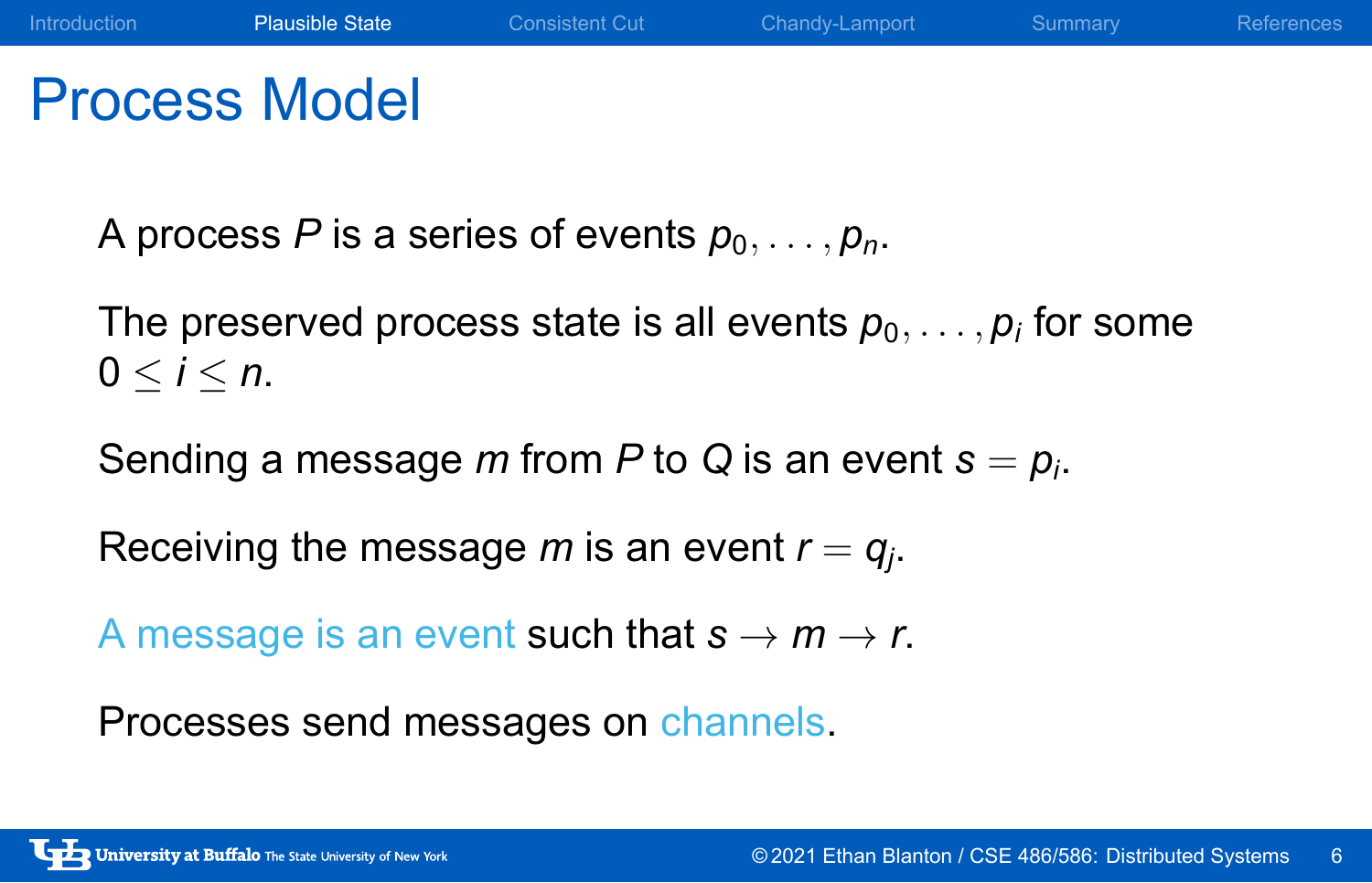# Process Model

A process $P$ is a series of events $p_0, \ldots, p_n$.

The preserved process state is all events $p_0, \ldots, p_i$ for some $0 \leq i \leq n$.

Sending a message $m$ from $P$ to $Q$ is an event $s = p_i$.

Receiving the message $m$ is an event $r = q_j$.

A message is an event such that $s \rightarrow m \rightarrow r$.

Processes send messages on channels.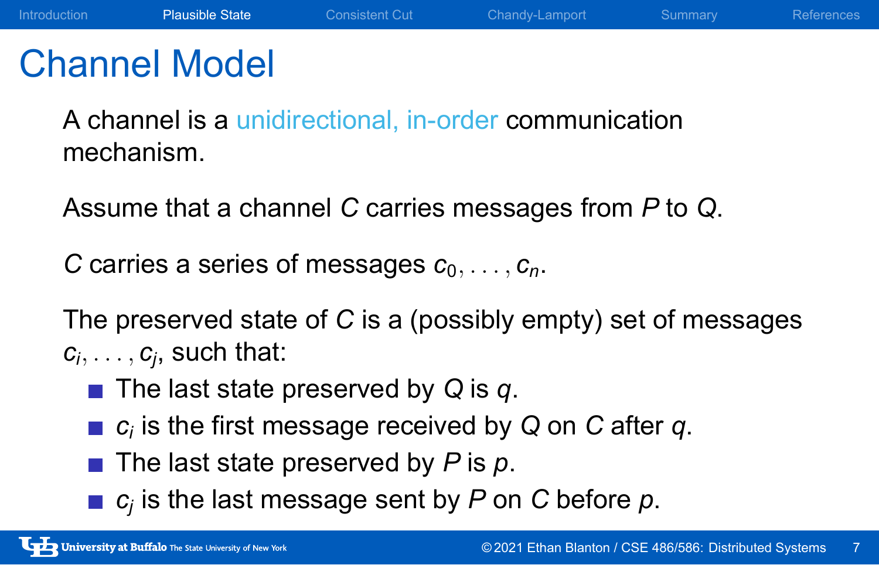# Channel Model

A channel is a unidirectional, in-order communication mechanism.

Assume that a channel $C$ carries messages from $P$ to $Q$.

$C$ carries a series of messages $c_0, \ldots, c_n$.

The preserved state of $C$ is a (possibly empty) set of messages $c_i, \ldots, c_j$, such that:

- The last state preserved by $Q$ is $q$.
- $c_i$ is the first message received by $Q$ on $C$ after $q$.
- The last state preserved by $P$ is $p$.
- $c_j$ is the last message sent by $P$ on $C$ before $p$.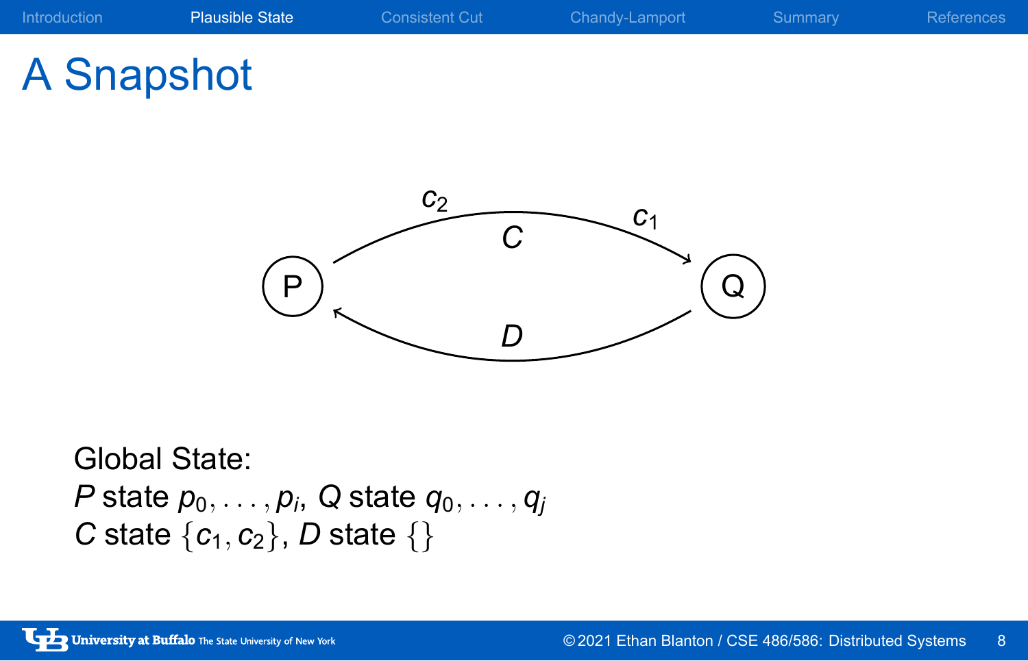# A Snapshot

Global State:
$P$ state $p_0, \ldots, p_i$, $Q$ state $q_0, \ldots, q_j$
$C$ state $\{c_1, c_2\}$, $D$ state $\{\}$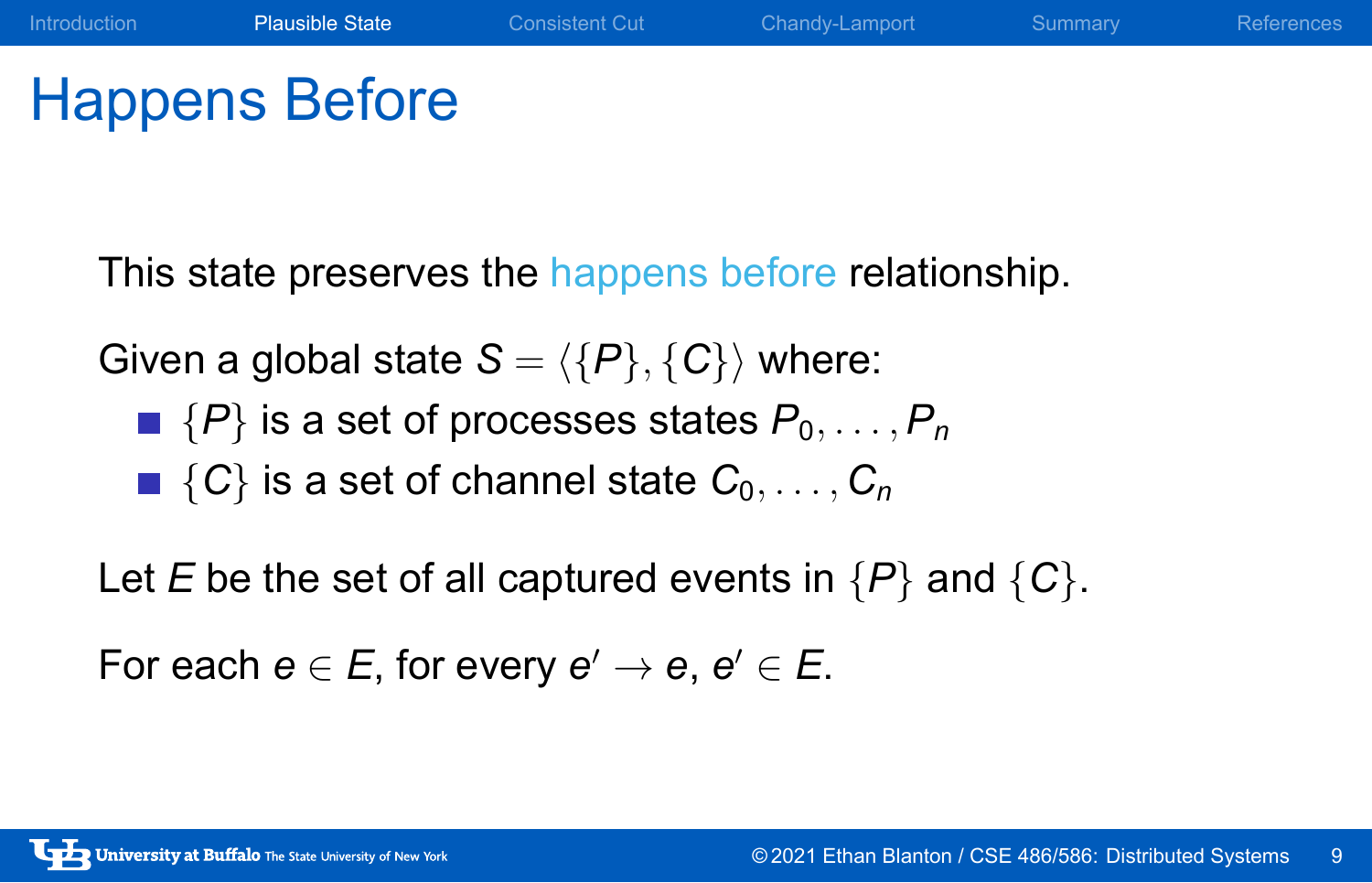# Happens Before

This state preserves the happens before relationship.

Given a global state $S = \langle \{P\}, \{C\} \rangle$ where:

- $\{P\}$ is a set of processes states $P_0, \ldots, P_n$
- $\{C\}$ is a set of channel state $C_0, \ldots, C_n$

Let $E$ be the set of all captured events in $\{P\}$ and $\{C\}$.

For each $e \in E$, for every $e' \to e$, $e' \in E$.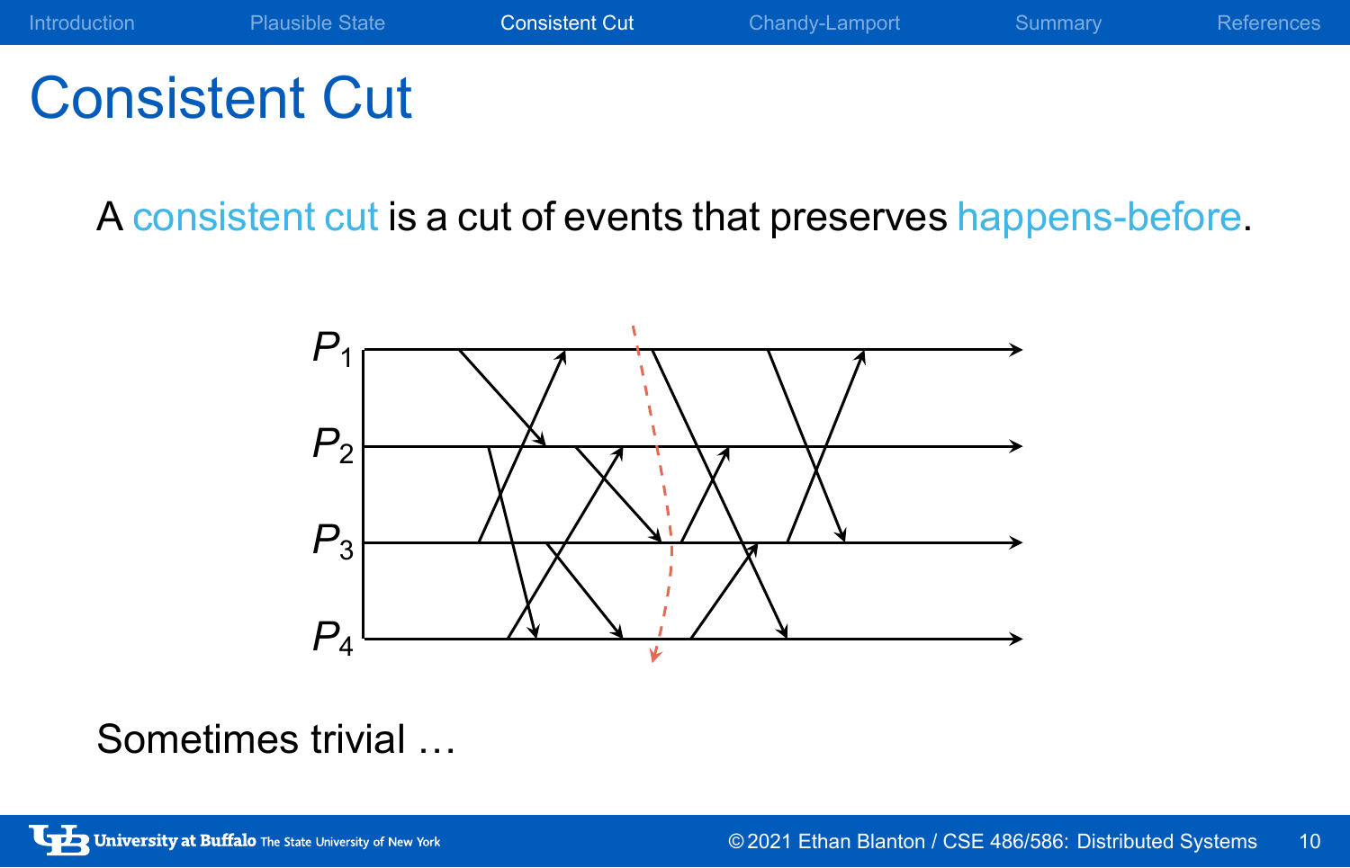# Consistent Cut

A consistent cut is a cut of events that preserves happens-before.

Sometimes trivial …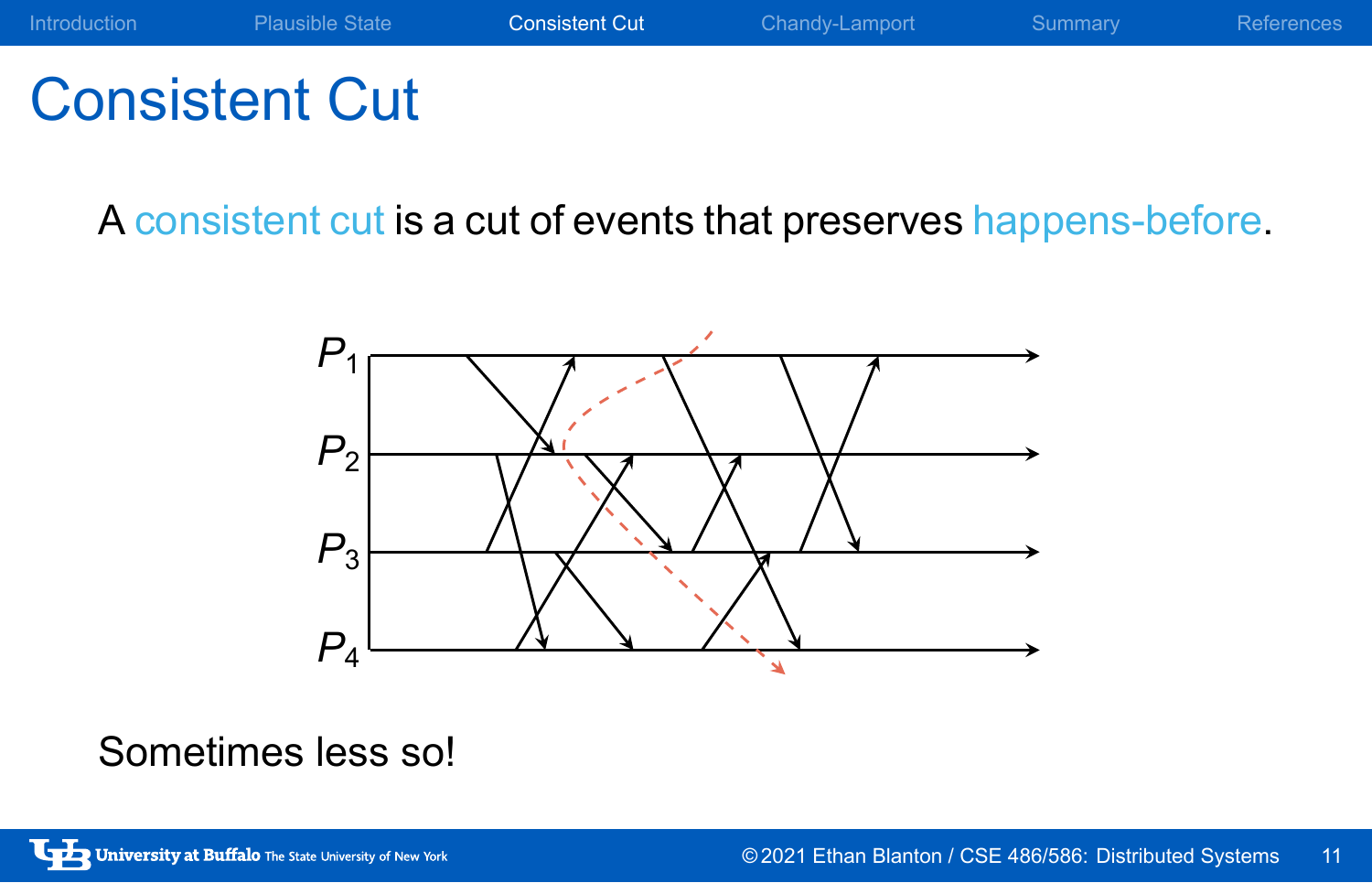# Consistent Cut

A consistent cut is a cut of events that preserves happens-before.

Sometimes less so!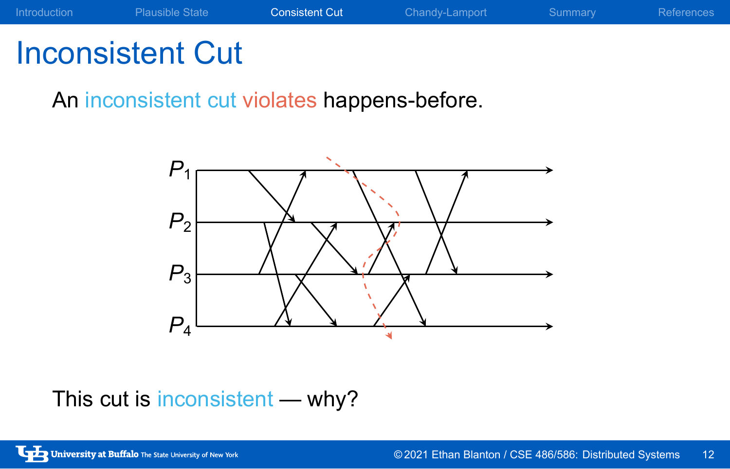# Inconsistent Cut

An inconsistent cut violates happens-before.

This cut is inconsistent — why?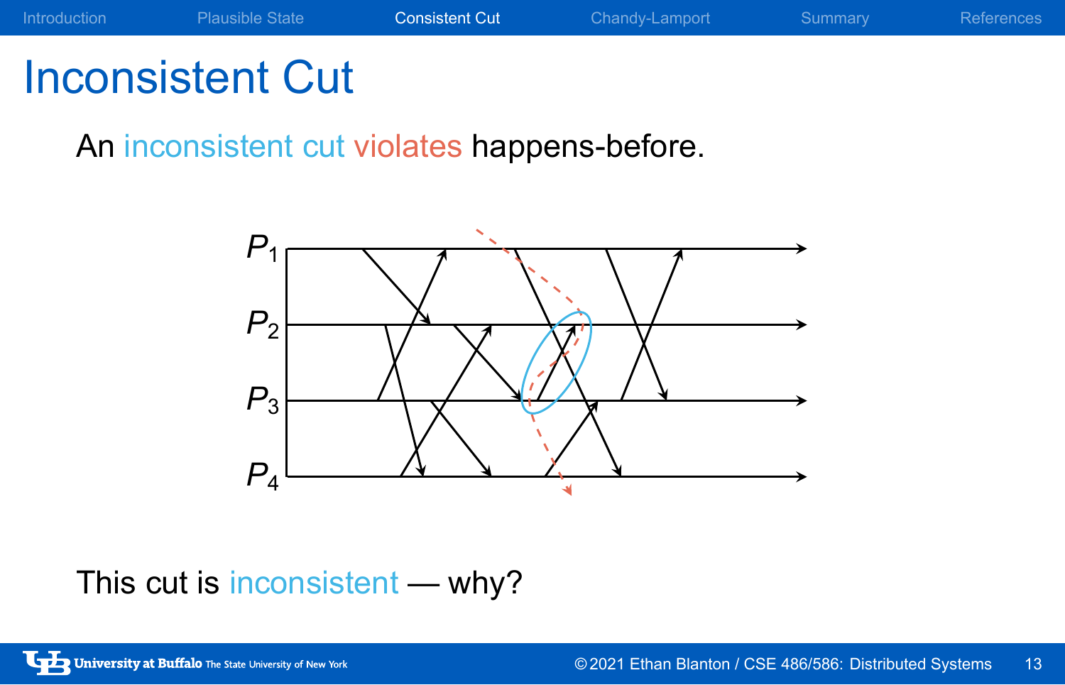# Inconsistent Cut

An inconsistent cut violates happens-before.

This cut is inconsistent — why?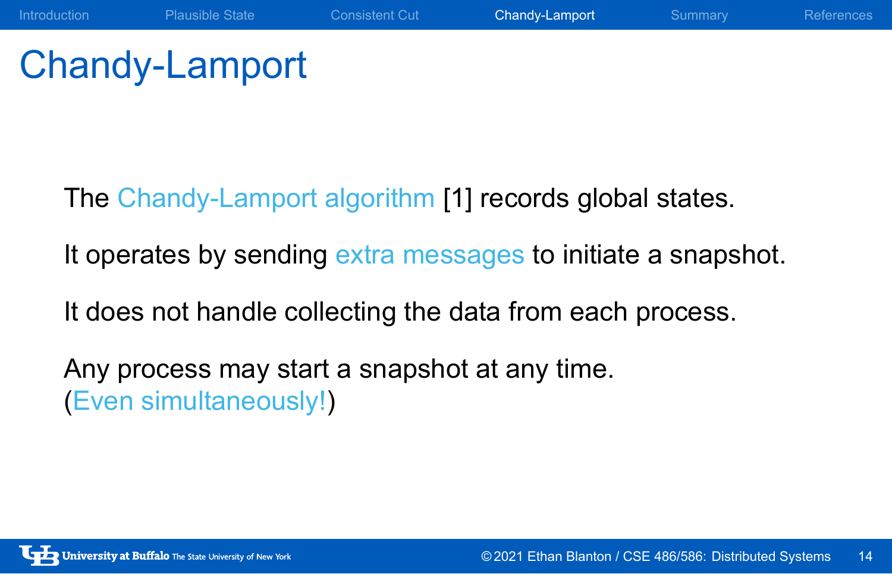# Chandy-Lamport

The Chandy-Lamport algorithm [1] records global states.

It operates by sending extra messages to initiate a snapshot.

It does not handle collecting the data from each process.

Any process may start a snapshot at any time.
(Even simultaneously!)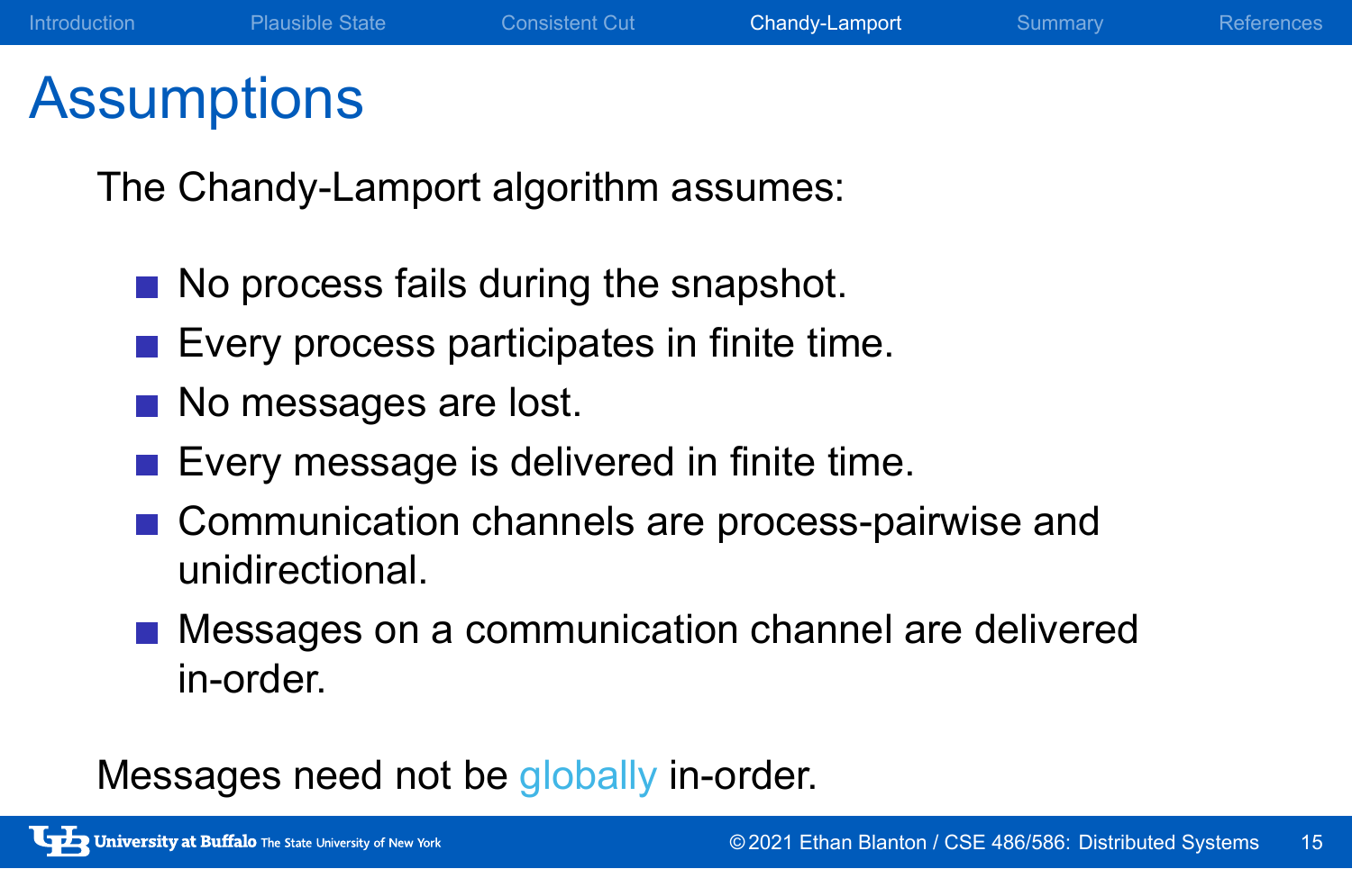# Assumptions

The Chandy-Lamport algorithm assumes:

- No process fails during the snapshot.
- Every process participates in finite time.
- No messages are lost.
- Every message is delivered in finite time.
- Communication channels are process-pairwise and unidirectional.
- Messages on a communication channel are delivered in-order.

Messages need not be globally in-order.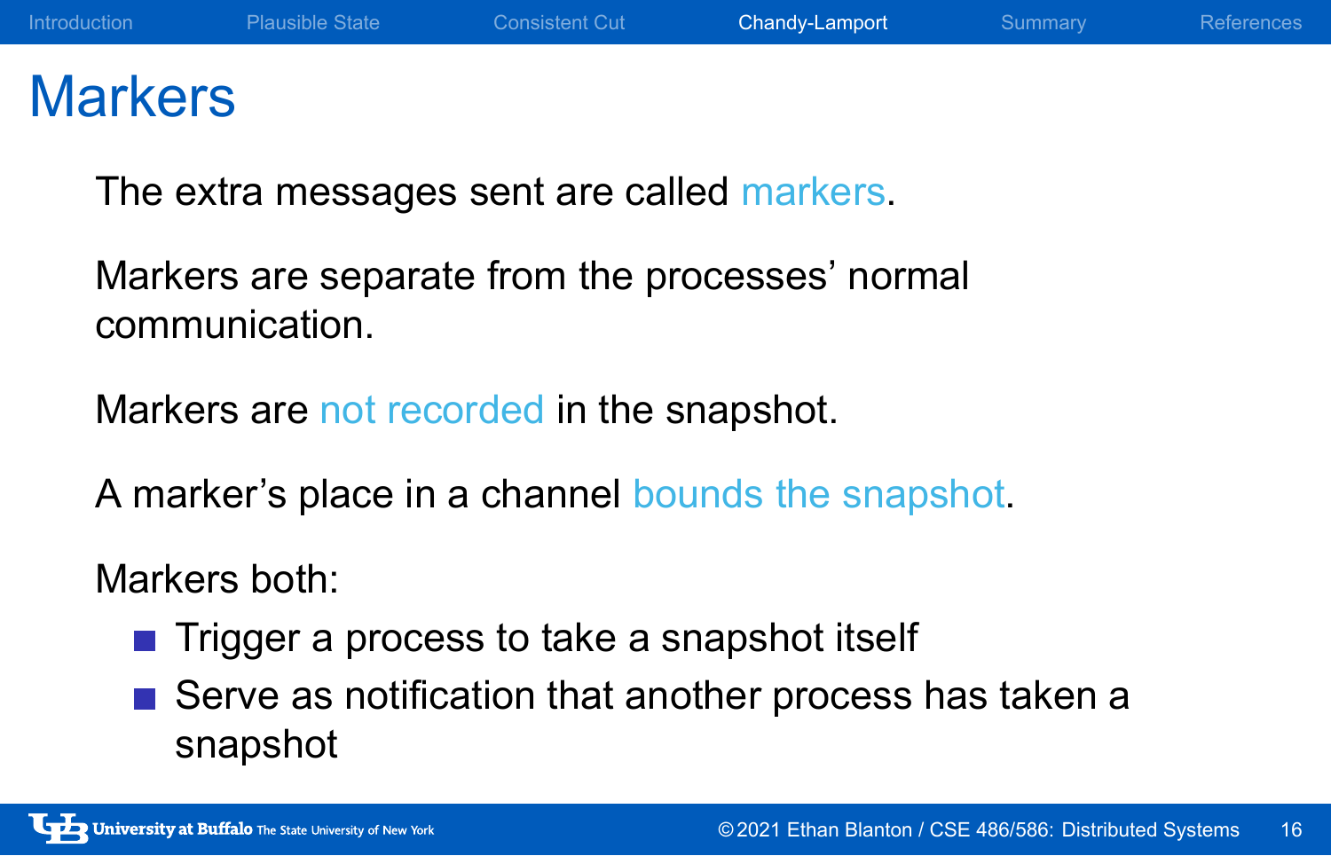# Markers

The extra messages sent are called markers.

Markers are separate from the processes' normal communication.

Markers are not recorded in the snapshot.

A marker's place in a channel bounds the snapshot.

Markers both:

- Trigger a process to take a snapshot itself
- Serve as notification that another process has taken a snapshot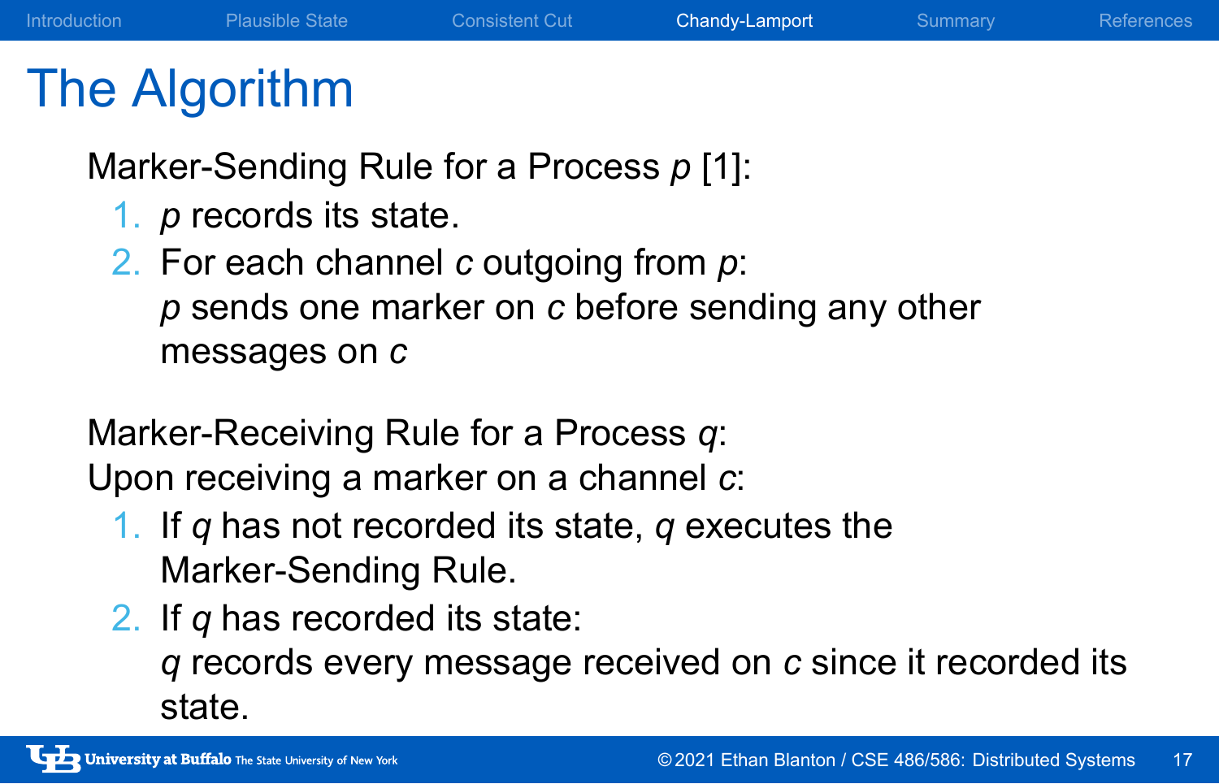# The Algorithm

Marker-Sending Rule for a Process *p* [1]:

1. *p* records its state.
2. For each channel *c* outgoing from *p*:
   *p* sends one marker on *c* before sending any other messages on *c*

Marker-Receiving Rule for a Process *q*:
Upon receiving a marker on a channel *c*:

1. If *q* has not recorded its state, *q* executes the Marker-Sending Rule.
2. If *q* has recorded its state:
   *q* records every message received on *c* since it recorded its state.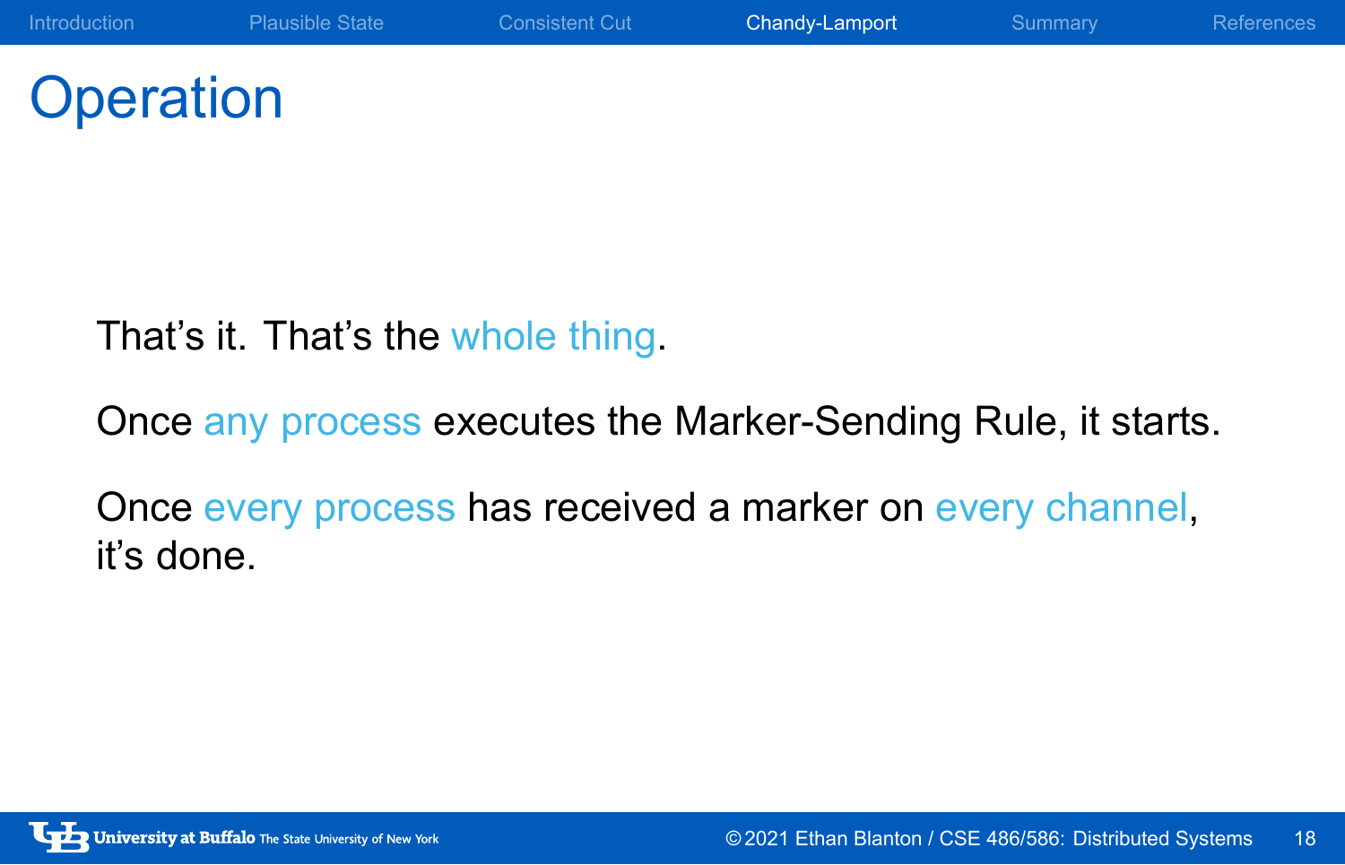# Operation

That's it. That's the whole thing.

Once any process executes the Marker-Sending Rule, it starts.

Once every process has received a marker on every channel, it's done.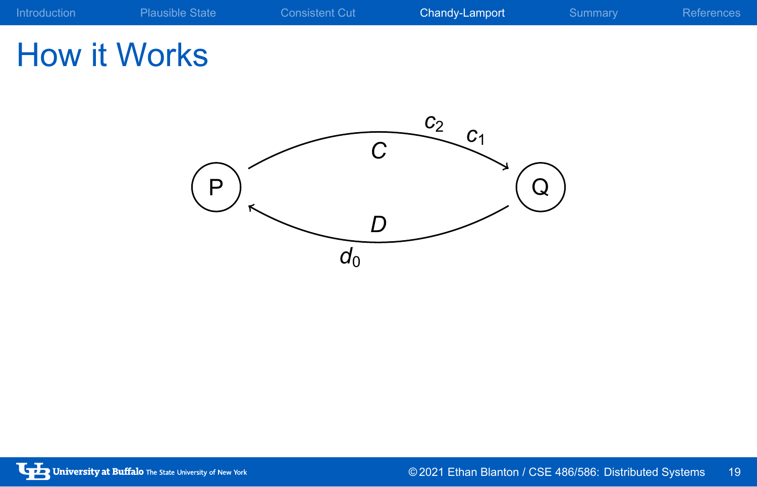# How it Works

P, Q, $C$, $D$, $c_2$, $c_1$, $d_0$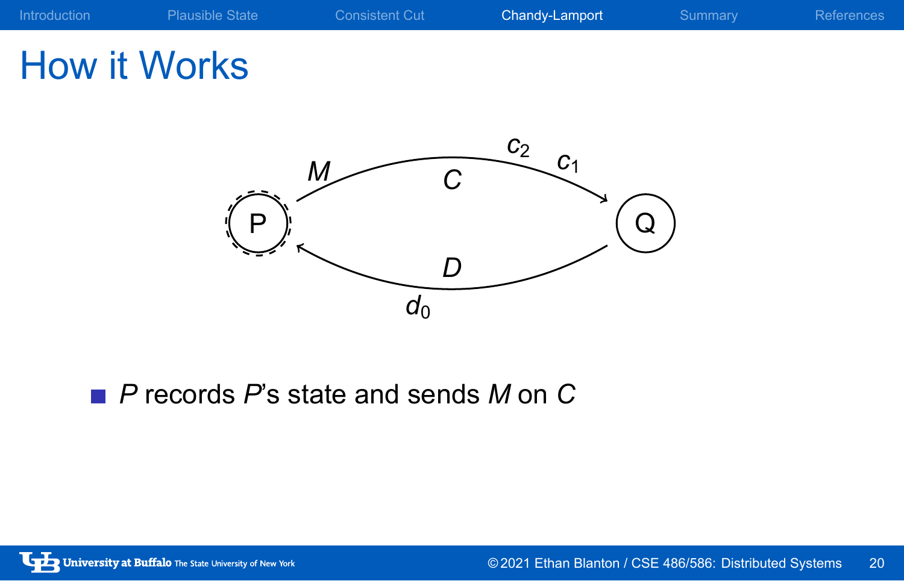# How it Works

- *P* records *P*'s state and sends *M* on *C*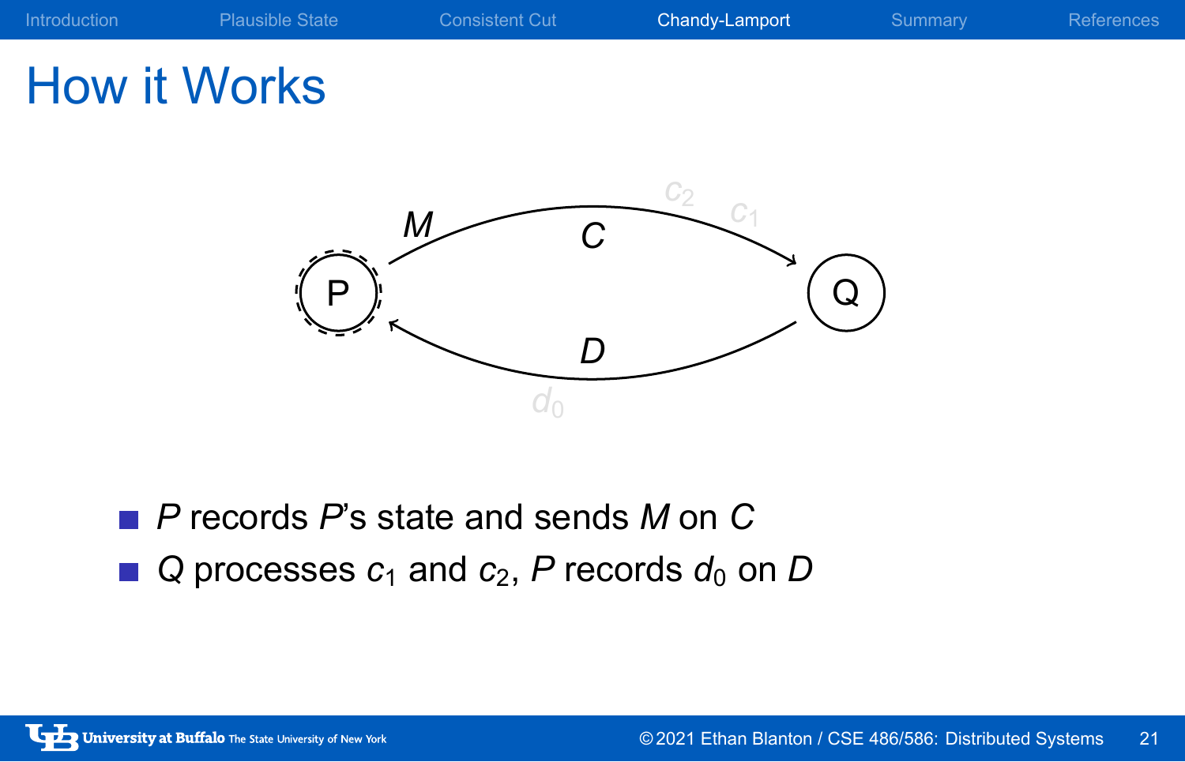# How it Works

- $P$ records $P$'s state and sends $M$ on $C$
- $Q$ processes $c_1$ and $c_2$, $P$ records $d_0$ on $D$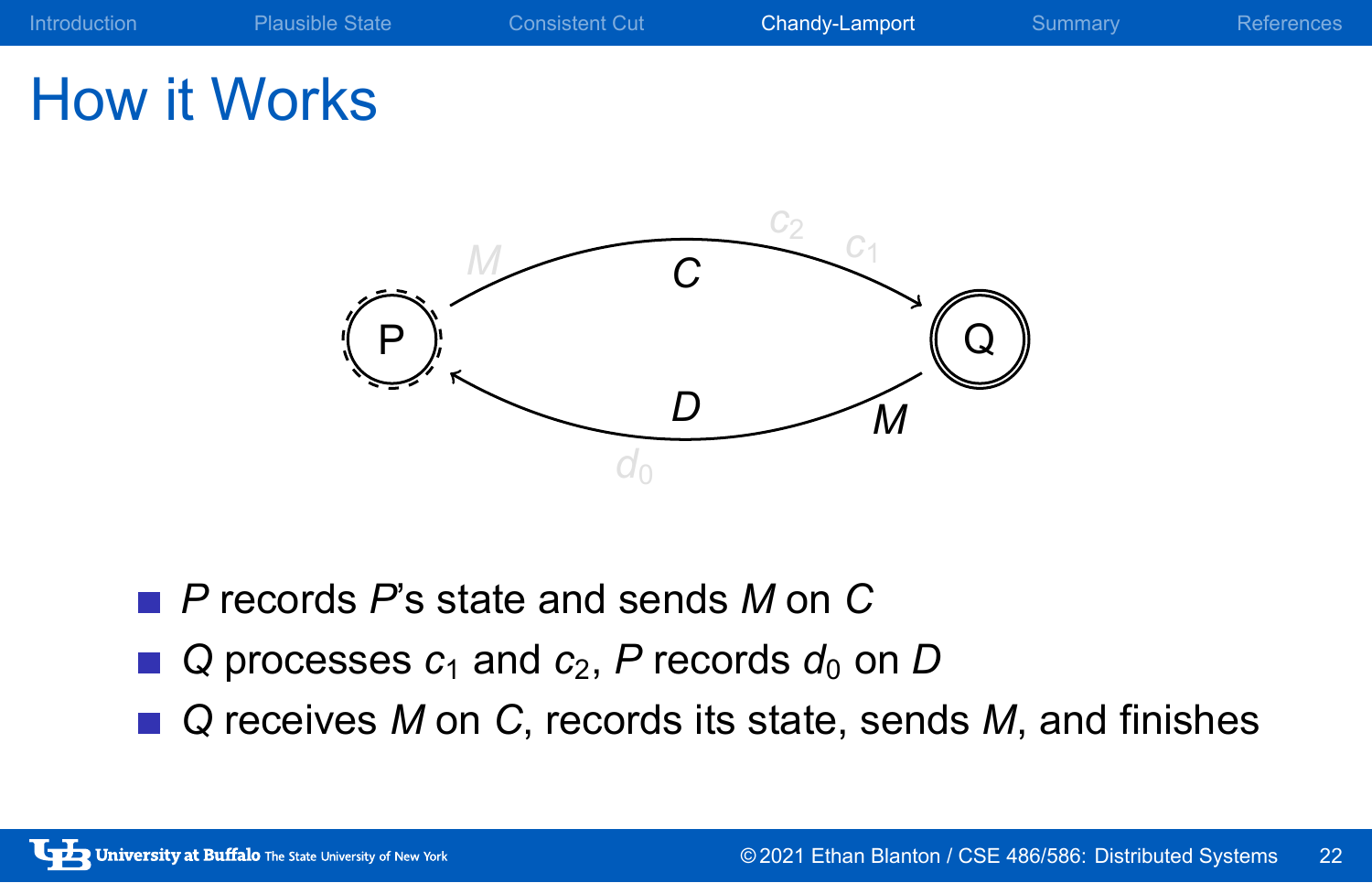# How it Works

- $P$ records $P$'s state and sends $M$ on $C$
- $Q$ processes $c_1$ and $c_2$, $P$ records $d_0$ on $D$
- $Q$ receives $M$ on $C$, records its state, sends $M$, and finishes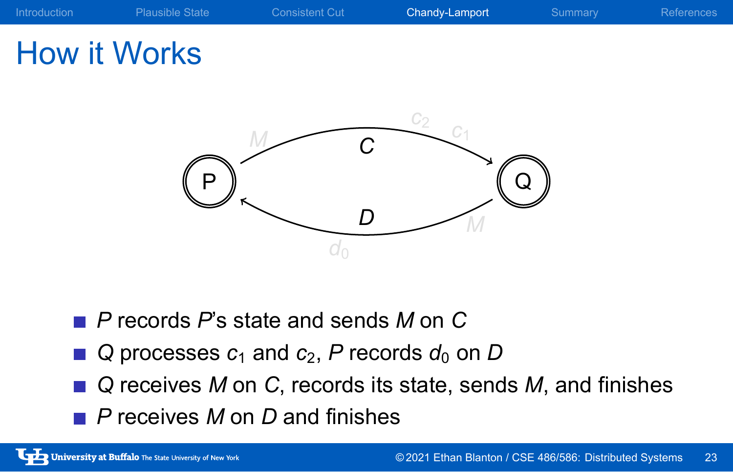# How it Works

- *P* records *P*'s state and sends *M* on *C*
- *Q* processes $c_1$ and $c_2$, *P* records $d_0$ on *D*
- *Q* receives *M* on *C*, records its state, sends *M*, and finishes
- *P* receives *M* on *D* and finishes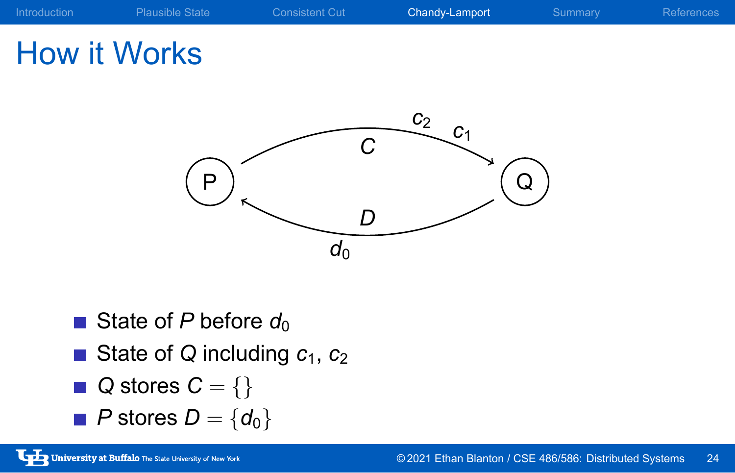# How it Works

- State of $P$ before $d_0$
- State of $Q$ including $c_1$, $c_2$
- $Q$ stores $C = \{\}$
- $P$ stores $D = \{d_0\}$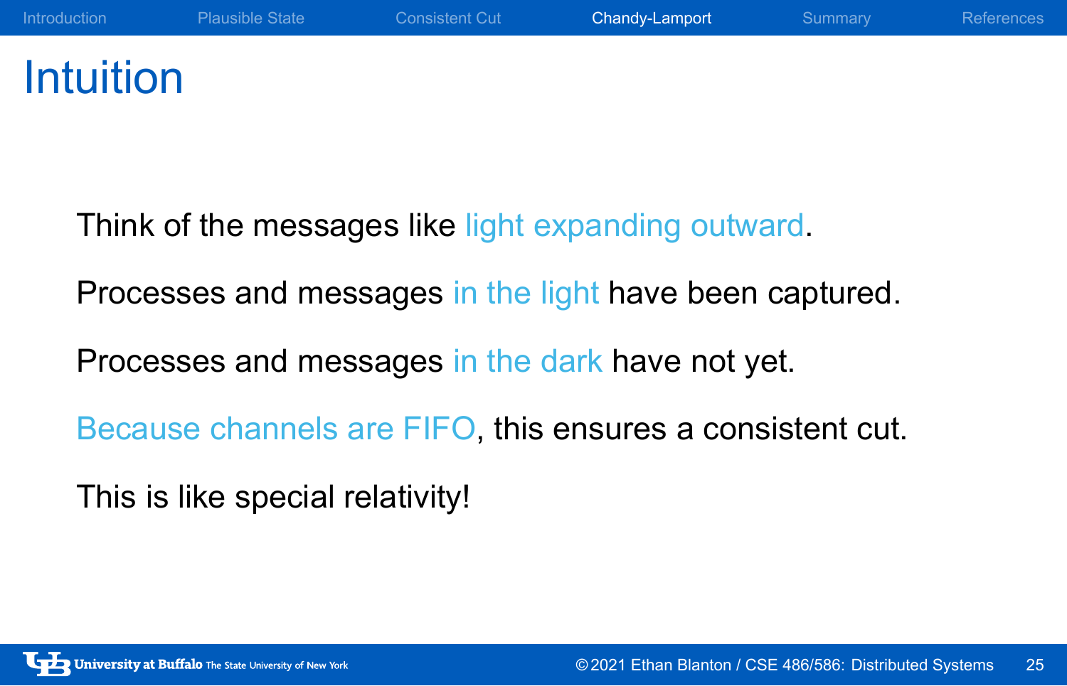# Intuition

Think of the messages like light expanding outward.

Processes and messages in the light have been captured.

Processes and messages in the dark have not yet.

Because channels are FIFO, this ensures a consistent cut.

This is like special relativity!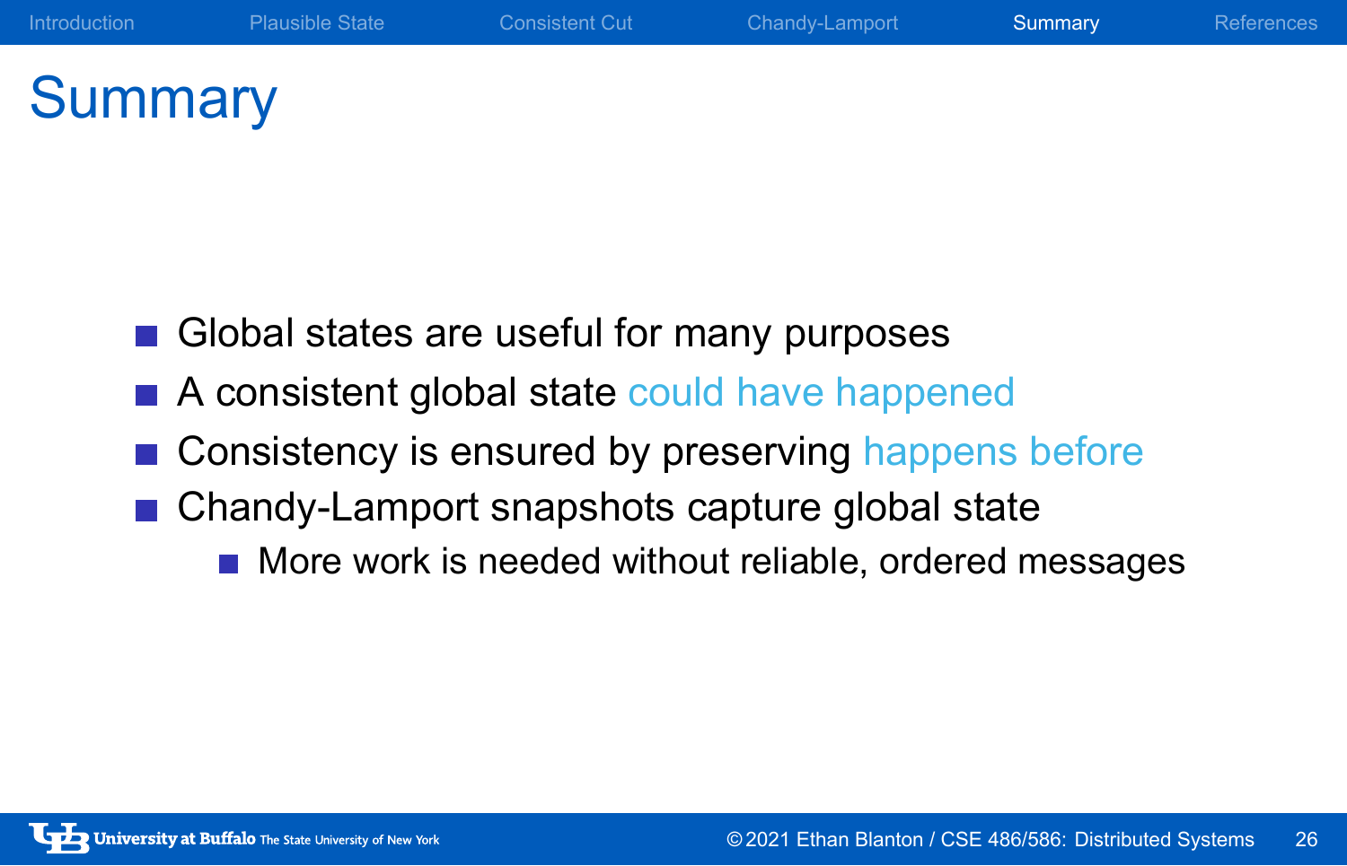# Summary

- Global states are useful for many purposes
- A consistent global state could have happened
- Consistency is ensured by preserving happens before
- Chandy-Lamport snapshots capture global state
  - More work is needed without reliable, ordered messages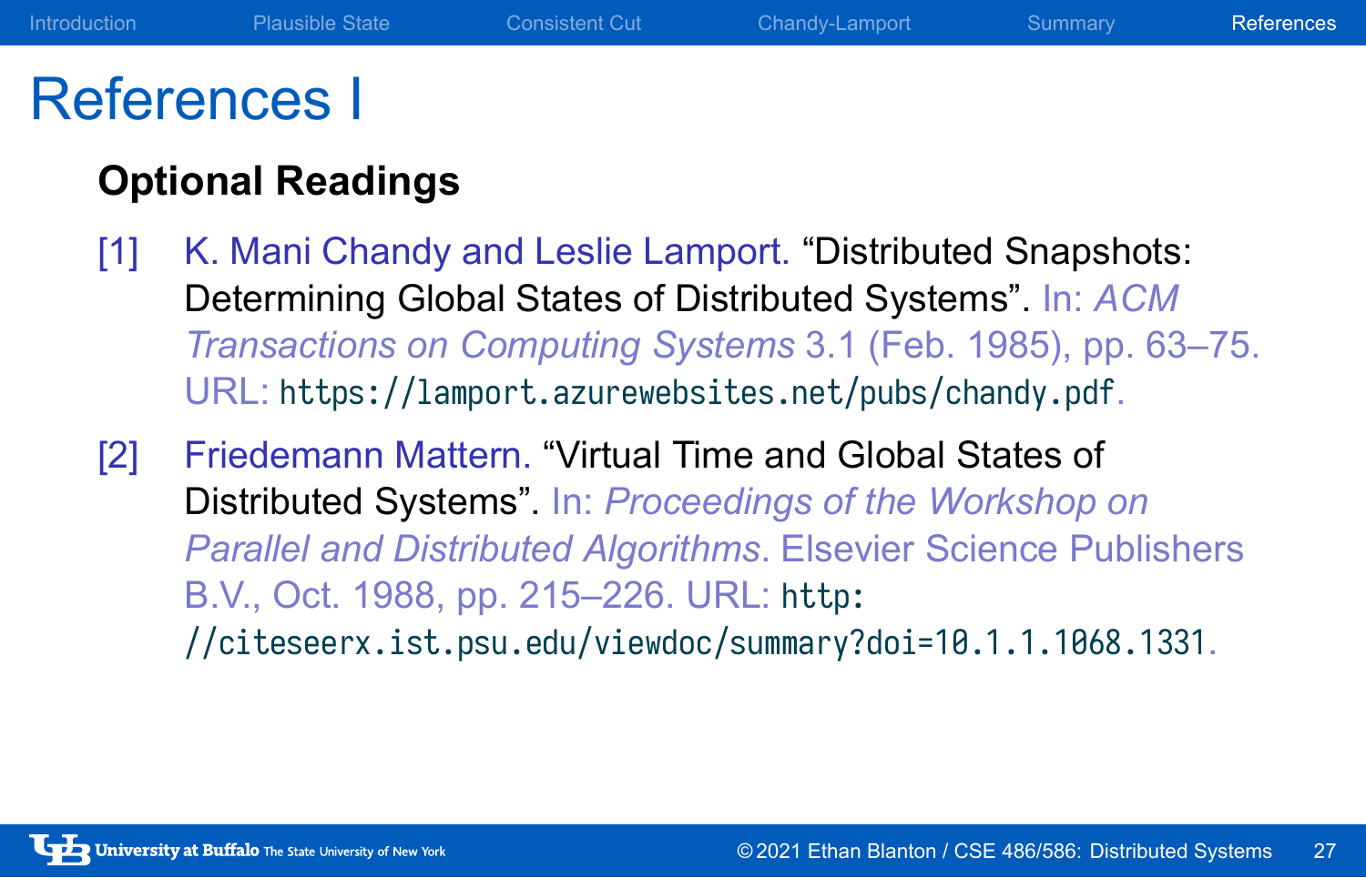# References I

## Optional Readings

[1] K. Mani Chandy and Leslie Lamport. "Distributed Snapshots: Determining Global States of Distributed Systems". In: *ACM Transactions on Computing Systems* 3.1 (Feb. 1985), pp. 63–75. URL: `https://lamport.azurewebsites.net/pubs/chandy.pdf`.

[2] Friedemann Mattern. "Virtual Time and Global States of Distributed Systems". In: *Proceedings of the Workshop on Parallel and Distributed Algorithms*. Elsevier Science Publishers B.V., Oct. 1988, pp. 215–226. URL: `http://citeseerx.ist.psu.edu/viewdoc/summary?doi=10.1.1.1068.1331`.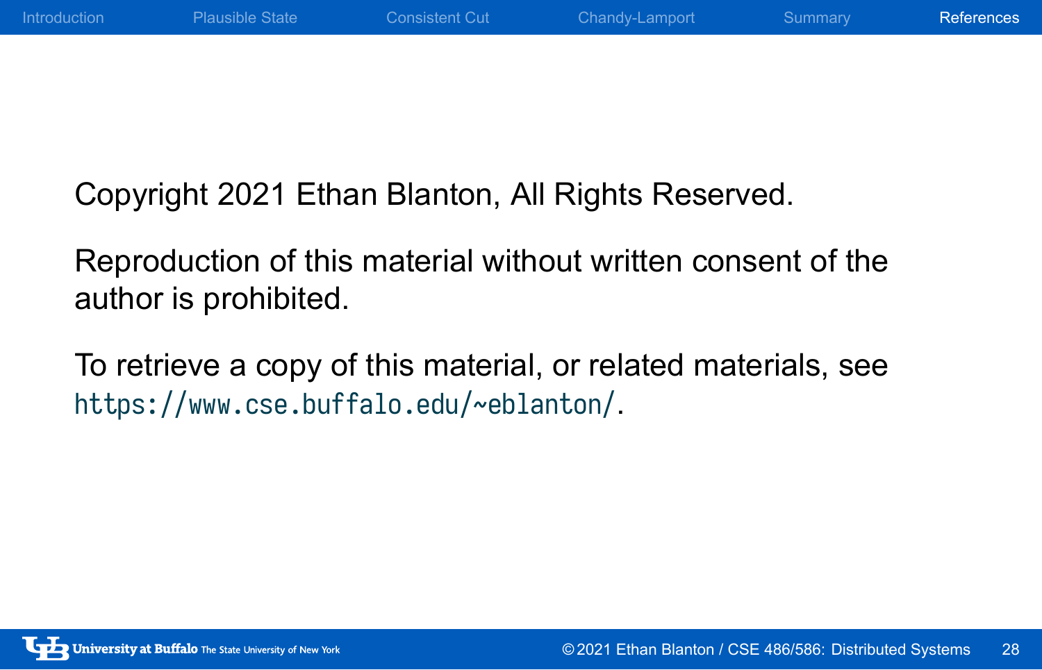Copyright 2021 Ethan Blanton, All Rights Reserved.

Reproduction of this material without written consent of the author is prohibited.

To retrieve a copy of this material, or related materials, see `https://www.cse.buffalo.edu/~eblanton/`.